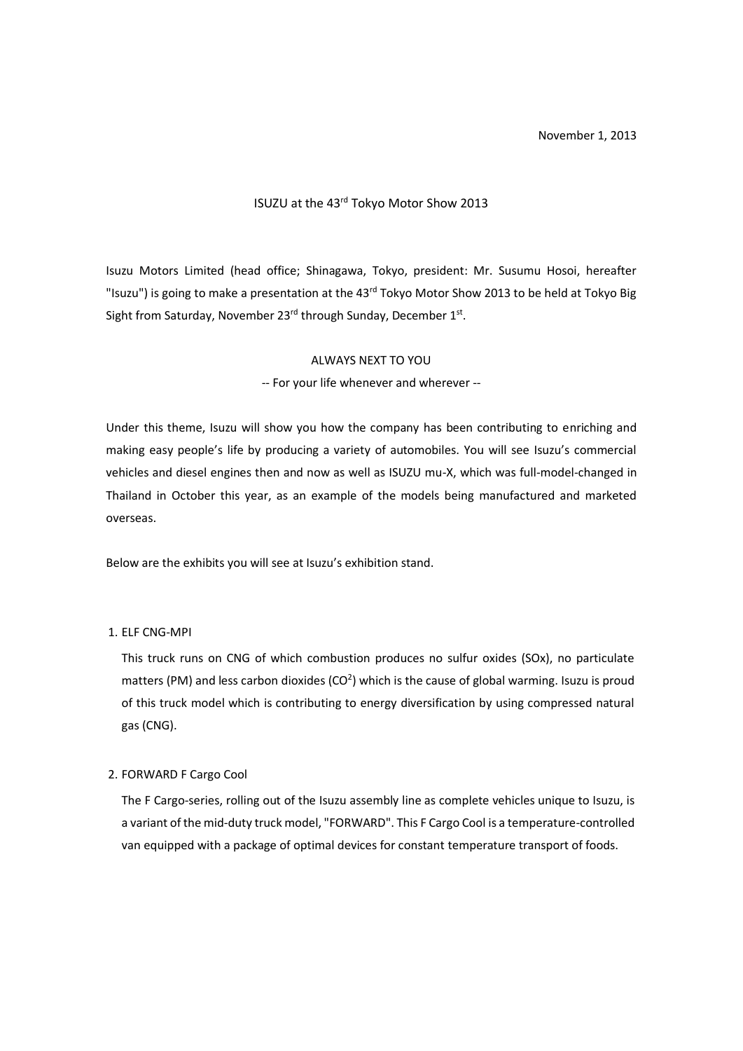November 1, 2013

# ISUZU at the 43rd Tokyo Motor Show 2013

Isuzu Motors Limited (head office; Shinagawa, Tokyo, president: Mr. Susumu Hosoi, hereafter "Isuzu") is going to make a presentation at the 43rd Tokyo Motor Show 2013 to be held at Tokyo Big Sight from Saturday, November 23rd through Sunday, December 1st.

ALWAYS NEXT TO YOU

-- For your life whenever and wherever --

Under this theme, Isuzu will show you how the company has been contributing to enriching and making easy people's life by producing a variety of automobiles. You will see Isuzu's commercial vehicles and diesel engines then and now as well as ISUZU mu-X, which was full-model-changed in Thailand in October this year, as an example of the models being manufactured and marketed overseas.

Below are the exhibits you will see at Isuzu's exhibition stand.

1. ELF CNG-MPI

   This truck runs on CNG of which combustion produces no sulfur oxides (SOx), no particulate matters (PM) and less carbon dioxides ($CO^2$) which is the cause of global warming. Isuzu is proud of this truck model which is contributing to energy diversification by using compressed natural gas (CNG).

2. FORWARD F Cargo Cool

   The F Cargo-series, rolling out of the Isuzu assembly line as complete vehicles unique to Isuzu, is a variant of the mid-duty truck model, "FORWARD". This F Cargo Cool is a temperature-controlled van equipped with a package of optimal devices for constant temperature transport of foods.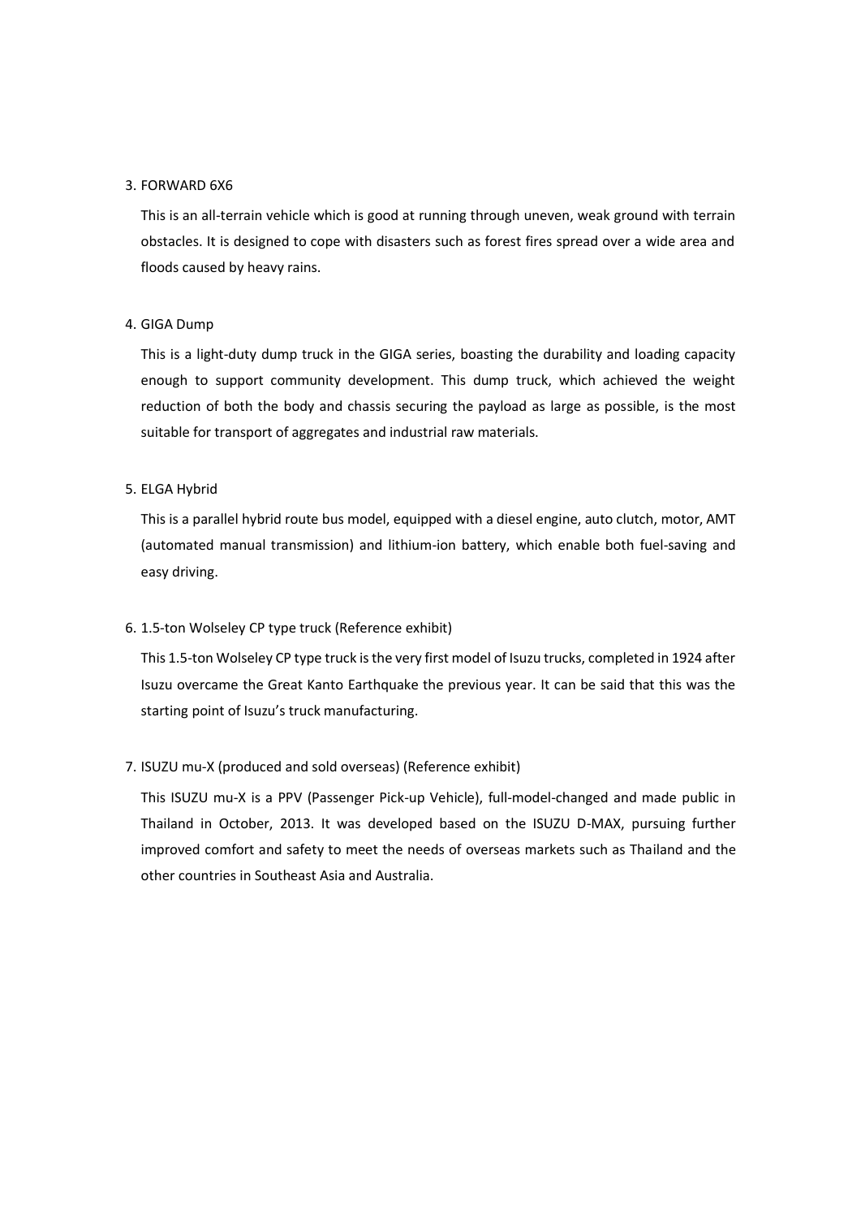3. FORWARD 6X6

   This is an all-terrain vehicle which is good at running through uneven, weak ground with terrain obstacles. It is designed to cope with disasters such as forest fires spread over a wide area and floods caused by heavy rains.

4. GIGA Dump

   This is a light-duty dump truck in the GIGA series, boasting the durability and loading capacity enough to support community development. This dump truck, which achieved the weight reduction of both the body and chassis securing the payload as large as possible, is the most suitable for transport of aggregates and industrial raw materials.

5. ELGA Hybrid

   This is a parallel hybrid route bus model, equipped with a diesel engine, auto clutch, motor, AMT (automated manual transmission) and lithium-ion battery, which enable both fuel-saving and easy driving.

6. 1.5-ton Wolseley CP type truck (Reference exhibit)

   This 1.5-ton Wolseley CP type truck is the very first model of Isuzu trucks, completed in 1924 after Isuzu overcame the Great Kanto Earthquake the previous year. It can be said that this was the starting point of Isuzu's truck manufacturing.

7. ISUZU mu-X (produced and sold overseas) (Reference exhibit)

   This ISUZU mu-X is a PPV (Passenger Pick-up Vehicle), full-model-changed and made public in Thailand in October, 2013. It was developed based on the ISUZU D-MAX, pursuing further improved comfort and safety to meet the needs of overseas markets such as Thailand and the other countries in Southeast Asia and Australia.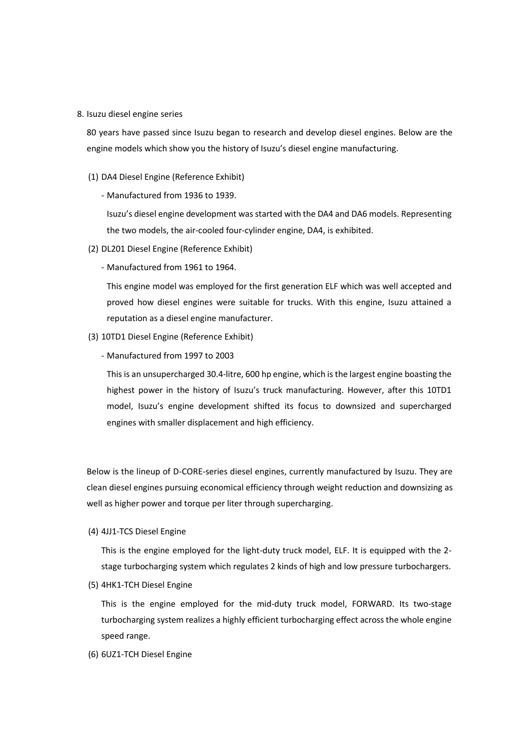8. Isuzu diesel engine series

80 years have passed since Isuzu began to research and develop diesel engines. Below are the engine models which show you the history of Isuzu's diesel engine manufacturing.

(1) DA4 Diesel Engine (Reference Exhibit)

- Manufactured from 1936 to 1939.

Isuzu's diesel engine development was started with the DA4 and DA6 models. Representing the two models, the air-cooled four-cylinder engine, DA4, is exhibited.

(2) DL201 Diesel Engine (Reference Exhibit)

- Manufactured from 1961 to 1964.

This engine model was employed for the first generation ELF which was well accepted and proved how diesel engines were suitable for trucks. With this engine, Isuzu attained a reputation as a diesel engine manufacturer.

(3) 10TD1 Diesel Engine (Reference Exhibit)

- Manufactured from 1997 to 2003

This is an unsupercharged 30.4-litre, 600 hp engine, which is the largest engine boasting the highest power in the history of Isuzu's truck manufacturing. However, after this 10TD1 model, Isuzu's engine development shifted its focus to downsized and supercharged engines with smaller displacement and high efficiency.

Below is the lineup of D-CORE-series diesel engines, currently manufactured by Isuzu. They are clean diesel engines pursuing economical efficiency through weight reduction and downsizing as well as higher power and torque per liter through supercharging.

(4) 4JJ1-TCS Diesel Engine

This is the engine employed for the light-duty truck model, ELF. It is equipped with the 2-stage turbocharging system which regulates 2 kinds of high and low pressure turbochargers.

(5) 4HK1-TCH Diesel Engine

This is the engine employed for the mid-duty truck model, FORWARD. Its two-stage turbocharging system realizes a highly efficient turbocharging effect across the whole engine speed range.

(6) 6UZ1-TCH Diesel Engine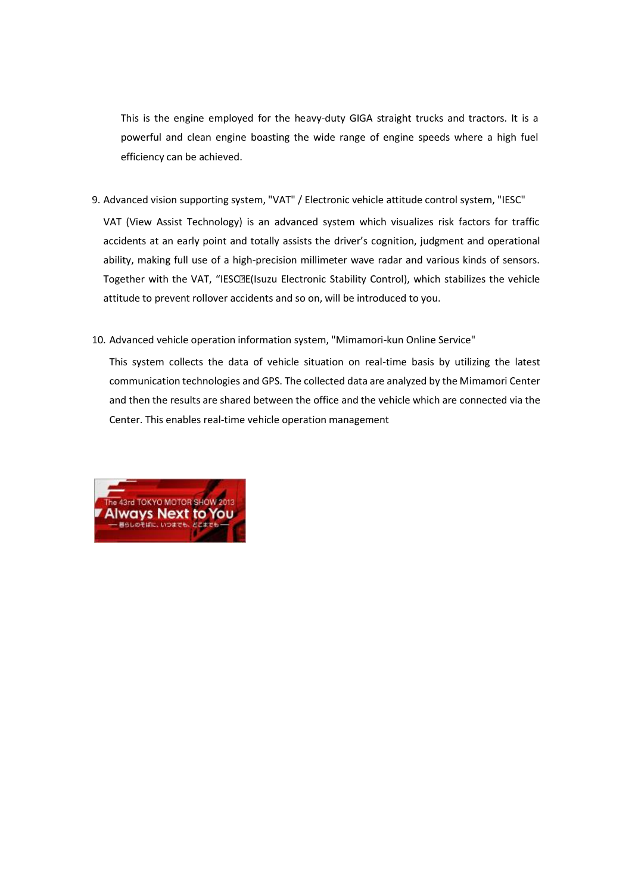This is the engine employed for the heavy-duty GIGA straight trucks and tractors. It is a powerful and clean engine boasting the wide range of engine speeds where a high fuel efficiency can be achieved.

9. Advanced vision supporting system, "VAT" / Electronic vehicle attitude control system, "IESC"

   VAT (View Assist Technology) is an advanced system which visualizes risk factors for traffic accidents at an early point and totally assists the driver's cognition, judgment and operational ability, making full use of a high-precision millimeter wave radar and various kinds of sensors. Together with the VAT, "IESC�E(Isuzu Electronic Stability Control), which stabilizes the vehicle attitude to prevent rollover accidents and so on, will be introduced to you.

10. Advanced vehicle operation information system, "Mimamori-kun Online Service"

    This system collects the data of vehicle situation on real-time basis by utilizing the latest communication technologies and GPS. The collected data are analyzed by the Mimamori Center and then the results are shared between the office and the vehicle which are connected via the Center. This enables real-time vehicle operation management